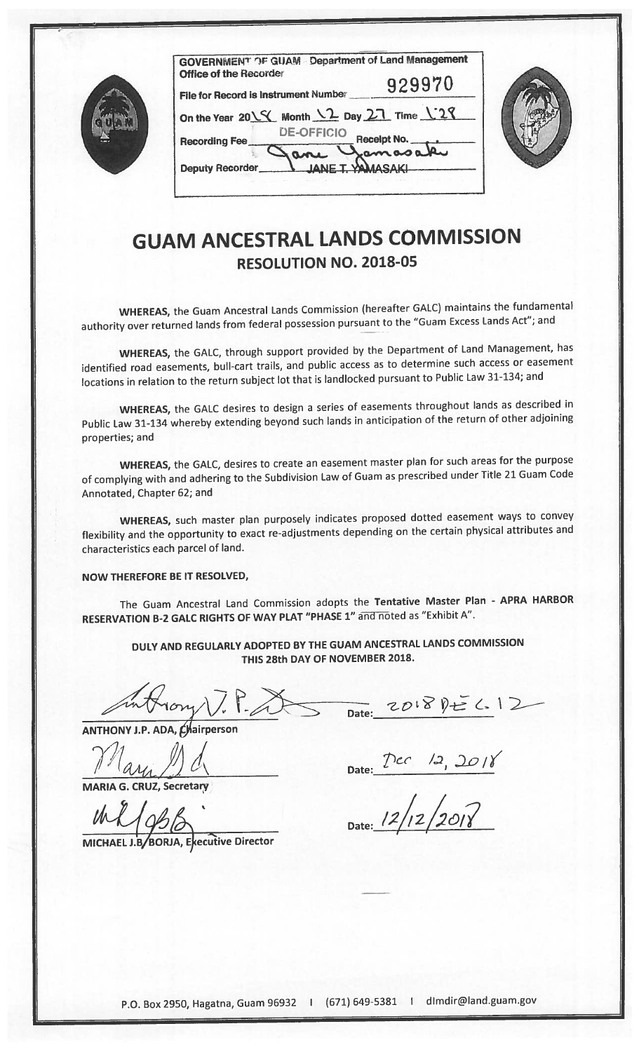GOVERNMENT OF GUAM Department of Land Management
Office of the Recorder

File for Record is Instrument Number 929970

On the Year 2018 Month 12 Day 27 Time 1:28

Recording Fee DE-OFFICIO Receipt No.

Deputy Recorder JANE T. YAMASAKI

# GUAM ANCESTRAL LANDS COMMISSION

## RESOLUTION NO. 2018-05

**WHEREAS,** the Guam Ancestral Lands Commission (hereafter GALC) maintains the fundamental authority over returned lands from federal possession pursuant to the "Guam Excess Lands Act"; and

**WHEREAS,** the GALC, through support provided by the Department of Land Management, has identified road easements, bull-cart trails, and public access as to determine such access or easement locations in relation to the return subject lot that is landlocked pursuant to Public Law 31-134; and

**WHEREAS,** the GALC desires to design a series of easements throughout lands as described in Public Law 31-134 whereby extending beyond such lands in anticipation of the return of other adjoining properties; and

**WHEREAS,** the GALC, desires to create an easement master plan for such areas for the purpose of complying with and adhering to the Subdivision Law of Guam as prescribed under Title 21 Guam Code Annotated, Chapter 62; and

**WHEREAS,** such master plan purposely indicates proposed dotted easement ways to convey flexibility and the opportunity to exact re-adjustments depending on the certain physical attributes and characteristics each parcel of land.

**NOW THEREFORE BE IT RESOLVED,**

The Guam Ancestral Land Commission adopts the **Tentative Master Plan - APRA HARBOR RESERVATION B-2 GALC RIGHTS OF WAY PLAT "PHASE 1"** and noted as "Exhibit A".

**DULY AND REGULARLY ADOPTED BY THE GUAM ANCESTRAL LANDS COMMISSION THIS 28th DAY OF NOVEMBER 2018.**

ANTHONY J.P. ADA, Chairperson — Date: 2018 DEC. 12

MARIA G. CRUZ, Secretary — Date: Dec 12, 2018

MICHAEL J.B/BORJA, Executive Director — Date: 12/12/2018

P.O. Box 2950, Hagatna, Guam 96932 | (671) 649-5381 | dlmdir@land.guam.gov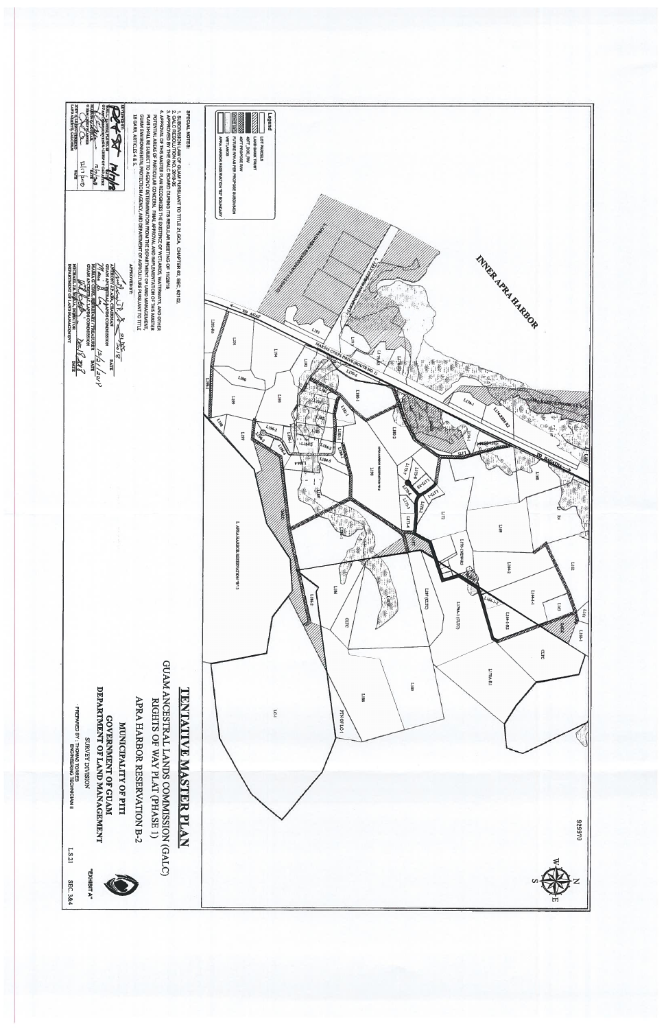# TENTATIVE MASTER PLAN

## GUAM ANCESTRAL LANDS COMMISSION (GALC)
## RIGHTS OF WAY PLAT (PHASE 1)
## APRA HARBOR RESERVATION B-2

### MUNICIPALITY OF PITI
### GOVERNMENT OF GUAM
### DEPARTMENT OF LAND MANAGEMENT

SURVEY DIVISION

PREPARED BY: THOMAS TORRES
ENGINEERING TECHNICIAN II

"EXHIBIT A"

L.S.21 SEC. 3&4

929970

INNER APRA HARBOR

TO AGAT

MARINE CORPS DRIVE (ROUTE NO. 1)

TO HAGATNA

APRA HARBOR RESERVATION "B-3"

**Legend**

- LOT PARCELS
- LAND BANK TRUST
- 40FT. EXIST. R/W
- 40FT PROPOSE R/W
- FUTURE R/W AS PER PROPOSE SUBDIVISION
- WETLANDS
- APRA HARBOR RESERVATION "B2" BOUNDARY

**SPECIAL NOTES:**

1. SUBDIVISION LAW OF GUAM PURSUANT TO TITLE 21, GCA, CHAPTER 62, SEC. 62102.
2. GALC RESOLUTION NO. 2018-05
3. APPROVED BY THE GALC BOARD DURING ITS REGULAR MEETING OF 11/28/18.
4. APPROVAL OF THIS MASTER PLAN RECOGNIZES THE EXISTENCE OF WETLANDS, WATERWAYS, AND OTHER POTENTIAL AREAS OF PARTICULAR CONCERN. FINAL APPROVAL AND IMPLEMENTATION OF THIS MASTER PLAN SHALL BE SUBJECT TO AGENCY DETERMINATION FROM THE DEPARTMENT OF LAND MANAGEMENT, GUAM ENVIRONMENTAL PROTECTION AGENCY, AND DEPARTMENT OF AGRICULTURE PURSUANT TO TITLE 18 GAR, ARTICLES 4 & 5.

REVIEWED BY:

CHIEF OF CADASTRAL / DATE 12/4/18

DATE 12/7/2018

LAND ADMIN. GALC

APPROVED BY:

CHAIRMAN, GUAM ANCESTRAL LANDS COMMISSION / DATE 12/4/18

TREASURER, GUAM ANCESTRAL LANDS COMMISSION / DATE 12/3/2018

DIRECTOR, DEPARTMENT OF LAND MANAGEMENT / DATE DEC 18 2018